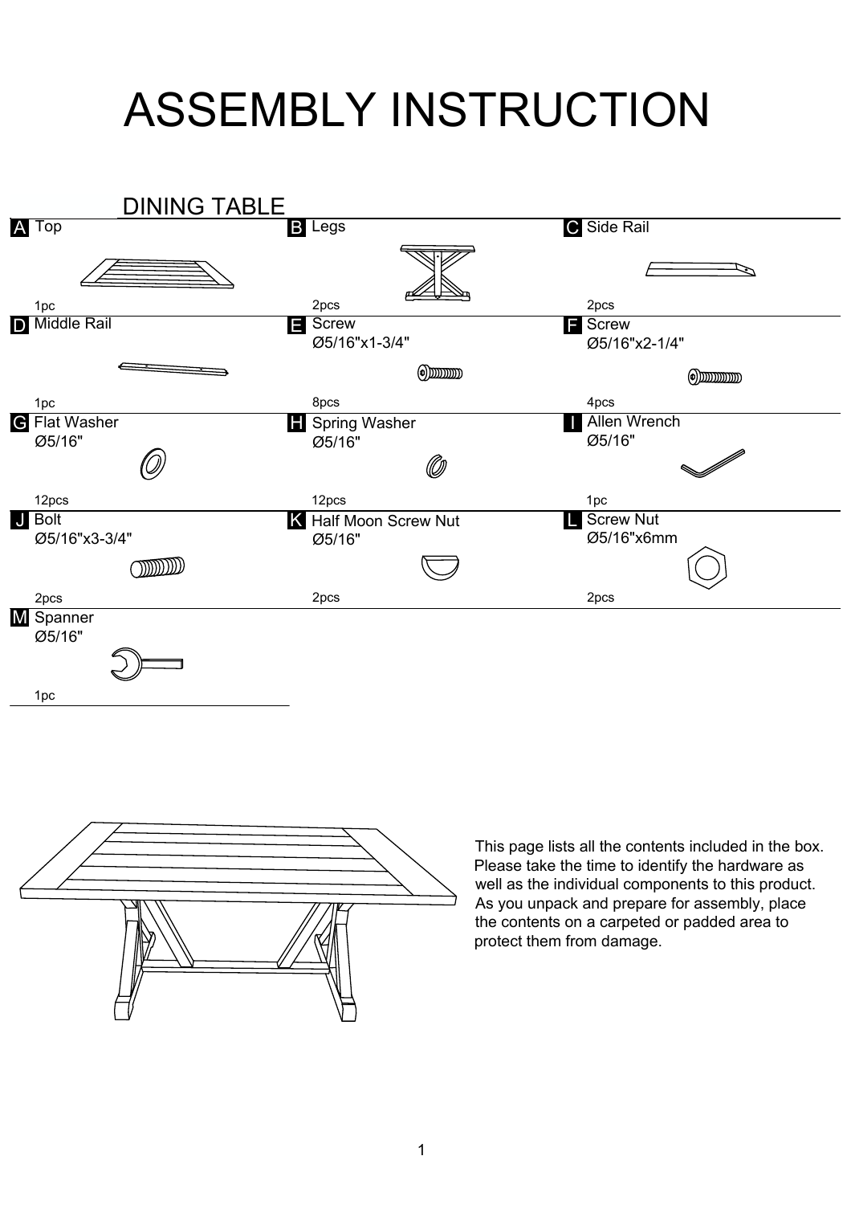# ASSEMBLY INSTRUCTION

## DINING TABLE

| Part | Description | Size | Qty |
|---|---|---|---|
| A | Top | | 1pc |
| B | Legs | | 2pcs |
| C | Side Rail | | 2pcs |
| D | Middle Rail | | 1pc |
| E | Screw | Ø5/16"x1-3/4" | 8pcs |
| F | Screw | Ø5/16"x2-1/4" | 4pcs |
| G | Flat Washer | Ø5/16" | 12pcs |
| H | Spring Washer | Ø5/16" | 12pcs |
| I | Allen Wrench | Ø5/16" | 1pc |
| J | Bolt | Ø5/16"x3-3/4" | 2pcs |
| K | Half Moon Screw Nut | Ø5/16" | 2pcs |
| L | Screw Nut | Ø5/16"x6mm | 2pcs |
| M | Spanner | Ø5/16" | 1pc |

This page lists all the contents included in the box. Please take the time to identify the hardware as well as the individual components to this product. As you unpack and prepare for assembly, place the contents on a carpeted or padded area to protect them from damage.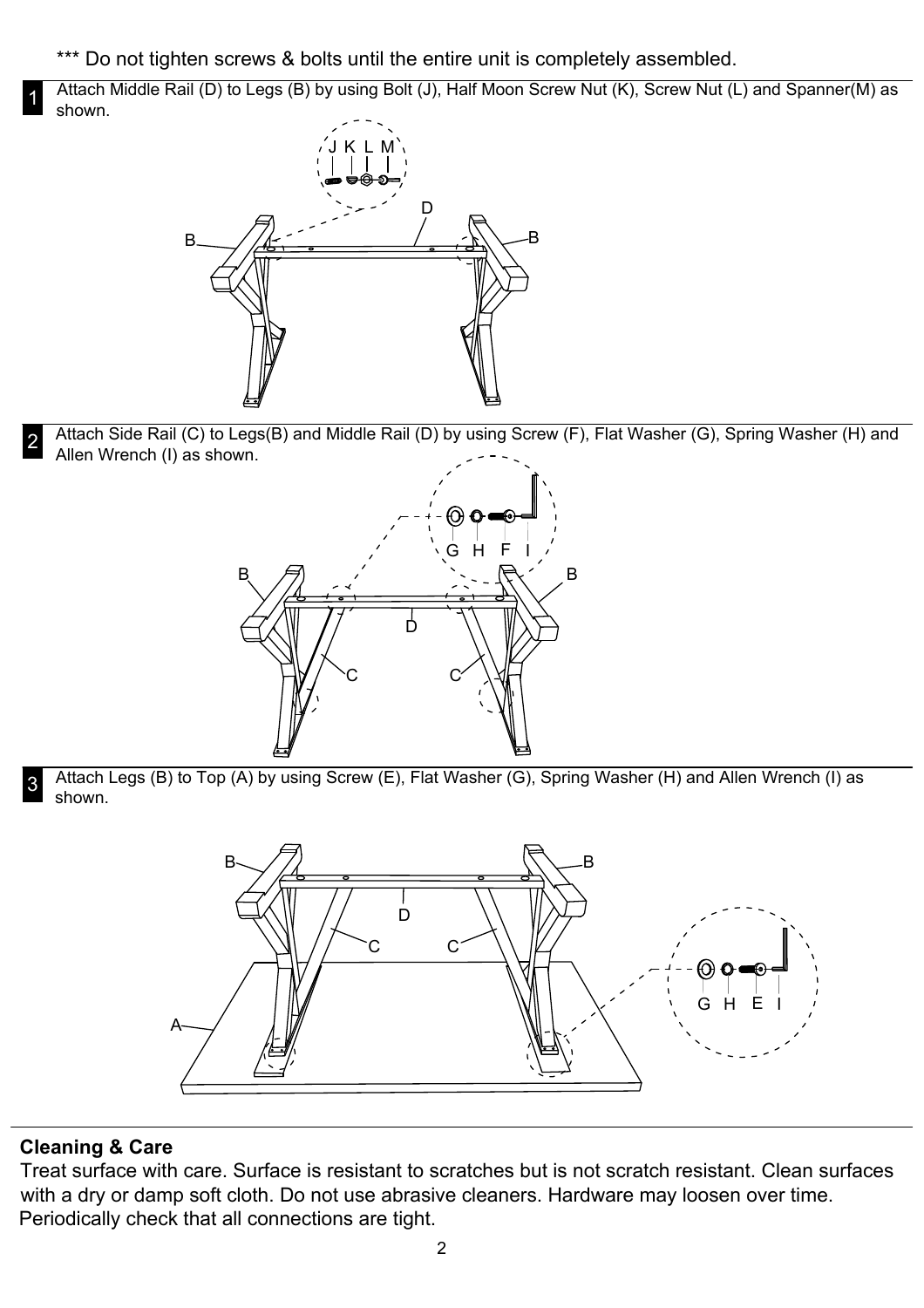*** Do not tighten screws & bolts until the entire unit is completely assembled.

**1** Attach Middle Rail (D) to Legs (B) by using Bolt (J), Half Moon Screw Nut (K), Screw Nut (L) and Spanner(M) as shown.

J K L M

D

B

B

**2** Attach Side Rail (C) to Legs(B) and Middle Rail (D) by using Screw (F), Flat Washer (G), Spring Washer (H) and Allen Wrench (I) as shown.

G H F I

B

B

D

C

C

**3** Attach Legs (B) to Top (A) by using Screw (E), Flat Washer (G), Spring Washer (H) and Allen Wrench (I) as shown.

B

B

D

C

C

G H E I

A

## Cleaning & Care

Treat surface with care. Surface is resistant to scratches but is not scratch resistant. Clean surfaces with a dry or damp soft cloth. Do not use abrasive cleaners. Hardware may loosen over time. Periodically check that all connections are tight.